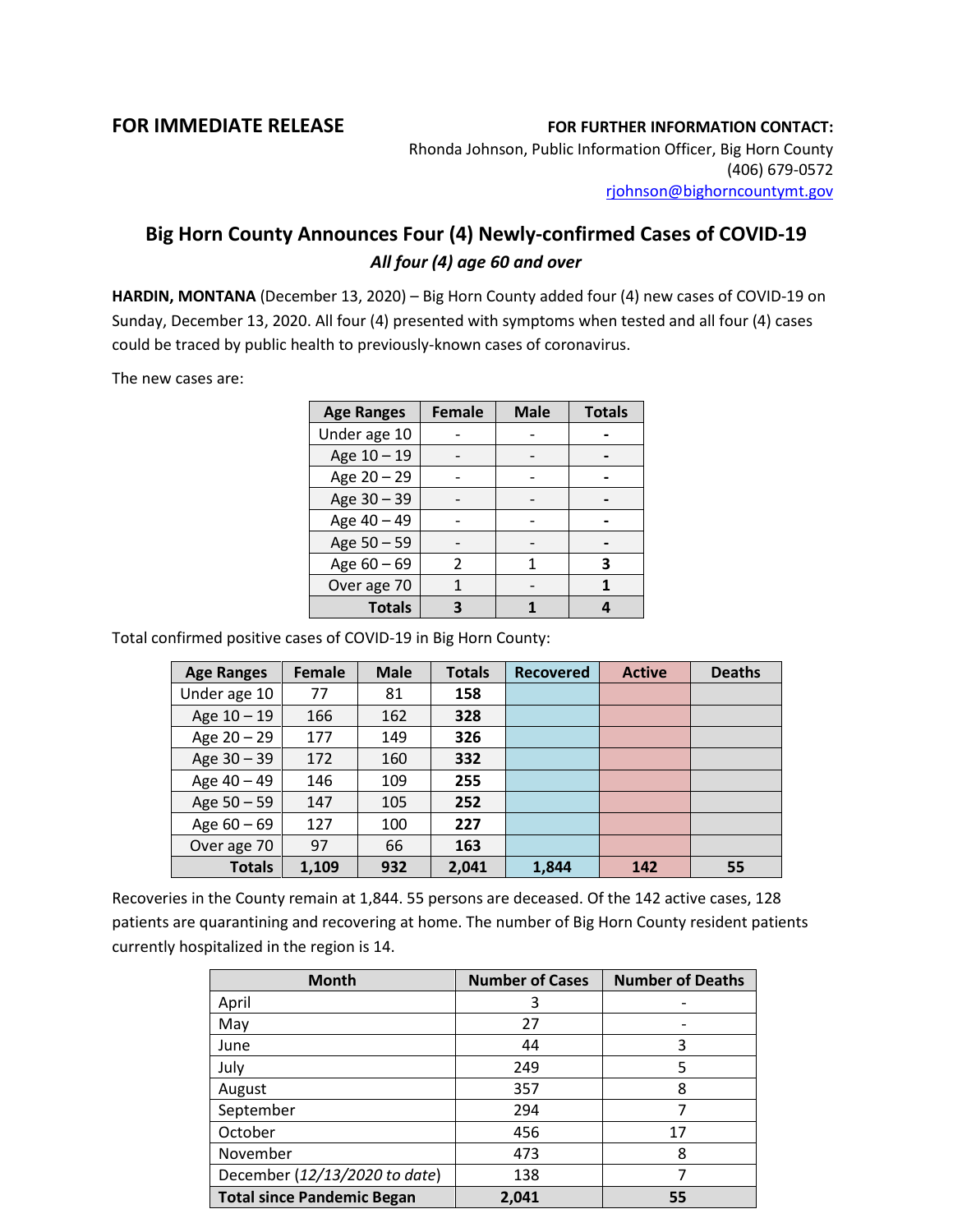**FOR IMMEDIATE RELEASE**

**FOR FURTHER INFORMATION CONTACT:**
Rhonda Johnson, Public Information Officer, Big Horn County
(406) 679-0572
rjohnson@bighorncountymt.gov

# Big Horn County Announces Four (4) Newly-confirmed Cases of COVID-19

***All four (4) age 60 and over***

**HARDIN, MONTANA** (December 13, 2020) – Big Horn County added four (4) new cases of COVID-19 on Sunday, December 13, 2020. All four (4) presented with symptoms when tested and all four (4) cases could be traced by public health to previously-known cases of coronavirus.

The new cases are:

| Age Ranges | Female | Male | Totals |
|---|---|---|---|
| Under age 10 | - | - | **-** |
| Age 10 – 19 | - | - | **-** |
| Age 20 – 29 | - | - | **-** |
| Age 30 – 39 | - | - | **-** |
| Age 40 – 49 | - | - | **-** |
| Age 50 – 59 | - | - | **-** |
| Age 60 – 69 | 2 | 1 | **3** |
| Over age 70 | 1 | - | **1** |
| **Totals** | **3** | **1** | **4** |

Total confirmed positive cases of COVID-19 in Big Horn County:

| Age Ranges | Female | Male | Totals | Recovered | Active | Deaths |
|---|---|---|---|---|---|---|
| Under age 10 | 77 | 81 | **158** | | | |
| Age 10 – 19 | 166 | 162 | **328** | | | |
| Age 20 – 29 | 177 | 149 | **326** | | | |
| Age 30 – 39 | 172 | 160 | **332** | | | |
| Age 40 – 49 | 146 | 109 | **255** | | | |
| Age 50 – 59 | 147 | 105 | **252** | | | |
| Age 60 – 69 | 127 | 100 | **227** | | | |
| Over age 70 | 97 | 66 | **163** | | | |
| **Totals** | **1,109** | **932** | **2,041** | **1,844** | **142** | **55** |

Recoveries in the County remain at 1,844. 55 persons are deceased. Of the 142 active cases, 128 patients are quarantining and recovering at home. The number of Big Horn County resident patients currently hospitalized in the region is 14.

| Month | Number of Cases | Number of Deaths |
|---|---|---|
| April | 3 | - |
| May | 27 | - |
| June | 44 | 3 |
| July | 249 | 5 |
| August | 357 | 8 |
| September | 294 | 7 |
| October | 456 | 17 |
| November | 473 | 8 |
| December (*12/13/2020 to date*) | 138 | 7 |
| **Total since Pandemic Began** | **2,041** | **55** |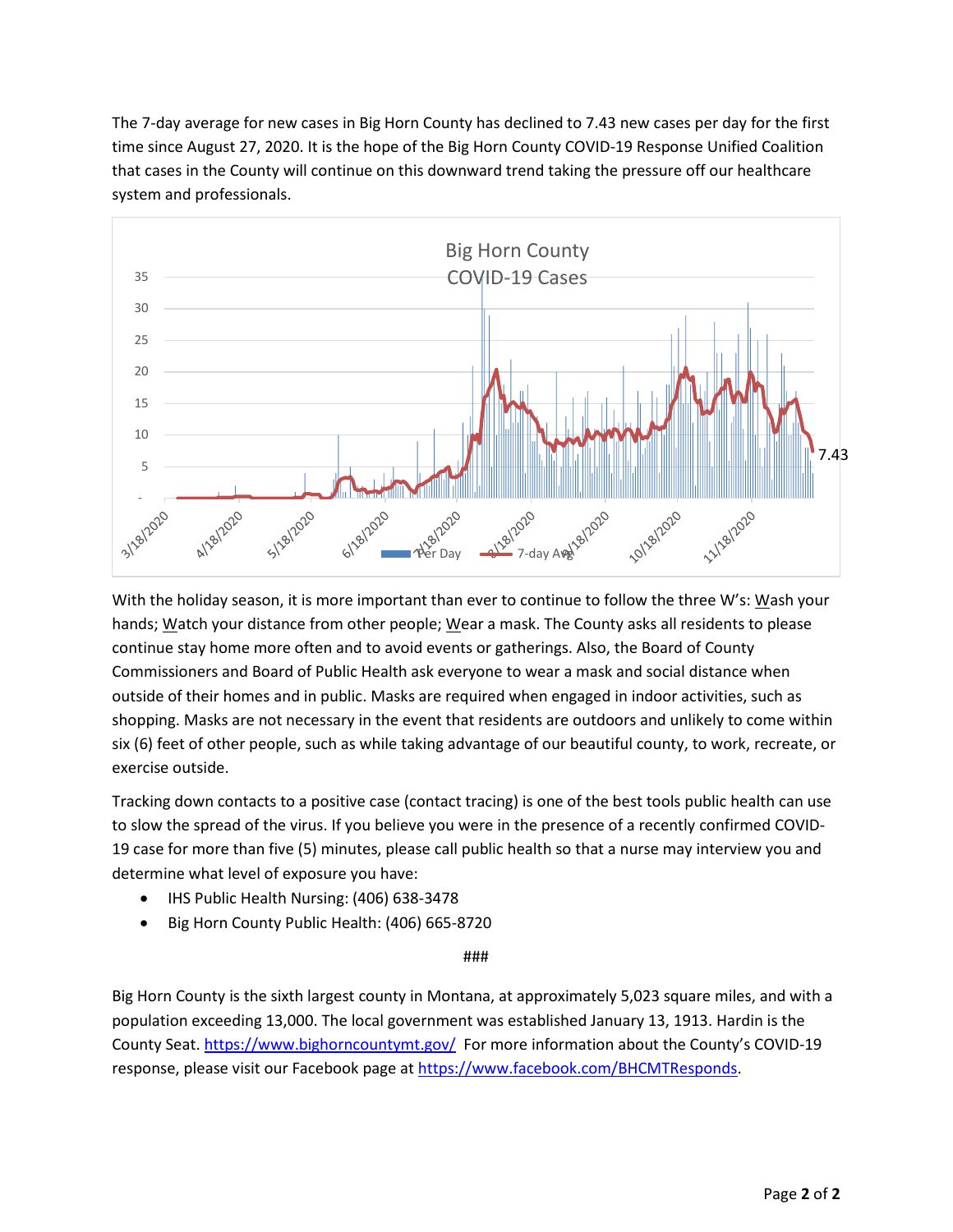The 7-day average for new cases in Big Horn County has declined to 7.43 new cases per day for the first time since August 27, 2020. It is the hope of the Big Horn County COVID-19 Response Unified Coalition that cases in the County will continue on this downward trend taking the pressure off our healthcare system and professionals.

Big Horn County
COVID-19 Cases

35
30
25
20
15
10
5
-

3/18/2020
4/18/2020
5/18/2020
6/18/2020
7/18/2020
8/18/2020
9/18/2020
10/18/2020
11/18/2020

7.43

Per Day
7-day Avg

With the holiday season, it is more important than ever to continue to follow the three W's: Wash your hands; Watch your distance from other people; Wear a mask. The County asks all residents to please continue stay home more often and to avoid events or gatherings. Also, the Board of County Commissioners and Board of Public Health ask everyone to wear a mask and social distance when outside of their homes and in public. Masks are required when engaged in indoor activities, such as shopping. Masks are not necessary in the event that residents are outdoors and unlikely to come within six (6) feet of other people, such as while taking advantage of our beautiful county, to work, recreate, or exercise outside.

Tracking down contacts to a positive case (contact tracing) is one of the best tools public health can use to slow the spread of the virus. If you believe you were in the presence of a recently confirmed COVID-19 case for more than five (5) minutes, please call public health so that a nurse may interview you and determine what level of exposure you have:

- IHS Public Health Nursing: (406) 638-3478
- Big Horn County Public Health: (406) 665-8720

###

Big Horn County is the sixth largest county in Montana, at approximately 5,023 square miles, and with a population exceeding 13,000. The local government was established January 13, 1913. Hardin is the County Seat. https://www.bighorncountymt.gov/ For more information about the County's COVID-19 response, please visit our Facebook page at https://www.facebook.com/BHCMTResponds.